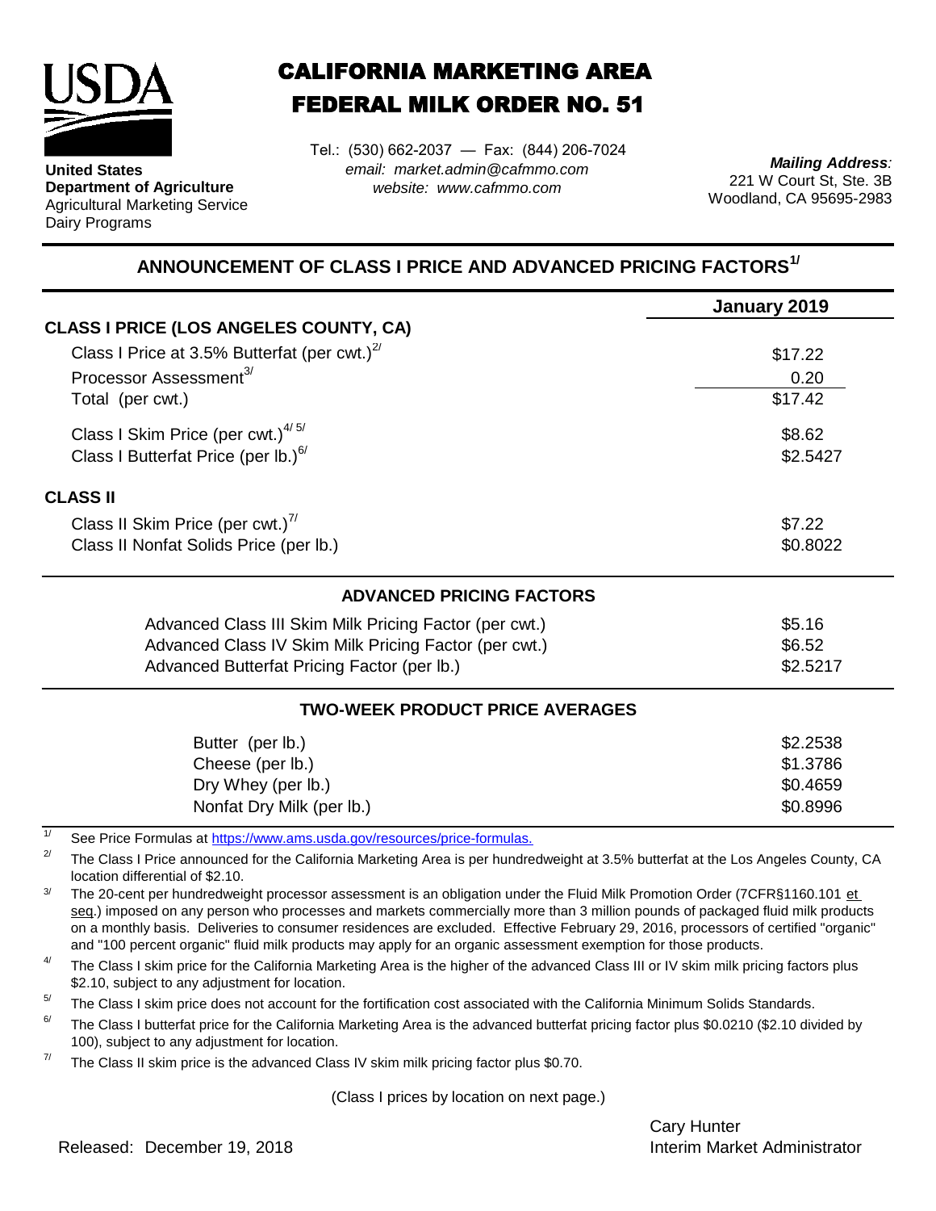USDA

**United States Department of Agriculture**
Agricultural Marketing Service
Dairy Programs

# CALIFORNIA MARKETING AREA FEDERAL MILK ORDER NO. 51

Tel.: (530) 662-2037 — Fax: (844) 206-7024
*email: market.admin@cafmmo.com*
*website: www.cafmmo.com*

***Mailing Address:***
221 W Court St, Ste. 3B
Woodland, CA 95695-2983

## ANNOUNCEMENT OF CLASS I PRICE AND ADVANCED PRICING FACTORS[1/]

| | January 2019 |
|---|---|
| **CLASS I PRICE (LOS ANGELES COUNTY, CA)** | |
| Class I Price at 3.5% Butterfat (per cwt.)[2/] | $17.22 |
| Processor Assessment[3/] | 0.20 |
| Total (per cwt.) | $17.42 |
| Class I Skim Price (per cwt.)[4/ 5/] | $8.62 |
| Class I Butterfat Price (per lb.)[6/] | $2.5427 |
| **CLASS II** | |
| Class II Skim Price (per cwt.)[7/] | $7.22 |
| Class II Nonfat Solids Price (per lb.) | $0.8022 |

### ADVANCED PRICING FACTORS

| | |
|---|---|
| Advanced Class III Skim Milk Pricing Factor (per cwt.) | $5.16 |
| Advanced Class IV Skim Milk Pricing Factor (per cwt.) | $6.52 |
| Advanced Butterfat Pricing Factor (per lb.) | $2.5217 |

### TWO-WEEK PRODUCT PRICE AVERAGES

| | |
|---|---|
| Butter (per lb.) | $2.2538 |
| Cheese (per lb.) | $1.3786 |
| Dry Whey (per lb.) | $0.4659 |
| Nonfat Dry Milk (per lb.) | $0.8996 |

[1/] See Price Formulas at https://www.ams.usda.gov/resources/price-formulas.

[2/] The Class I Price announced for the California Marketing Area is per hundredweight at 3.5% butterfat at the Los Angeles County, CA location differential of $2.10.

[3/] The 20-cent per hundredweight processor assessment is an obligation under the Fluid Milk Promotion Order (7CFR§1160.101 et seq.) imposed on any person who processes and markets commercially more than 3 million pounds of packaged fluid milk products on a monthly basis. Deliveries to consumer residences are excluded. Effective February 29, 2016, processors of certified "organic" and "100 percent organic" fluid milk products may apply for an organic assessment exemption for those products.

[4/] The Class I skim price for the California Marketing Area is the higher of the advanced Class III or IV skim milk pricing factors plus $2.10, subject to any adjustment for location.

[5/] The Class I skim price does not account for the fortification cost associated with the California Minimum Solids Standards.

[6/] The Class I butterfat price for the California Marketing Area is the advanced butterfat pricing factor plus $0.0210 ($2.10 divided by 100), subject to any adjustment for location.

[7/] The Class II skim price is the advanced Class IV skim milk pricing factor plus $0.70.

(Class I prices by location on next page.)

Released: December 19, 2018

Cary Hunter
Interim Market Administrator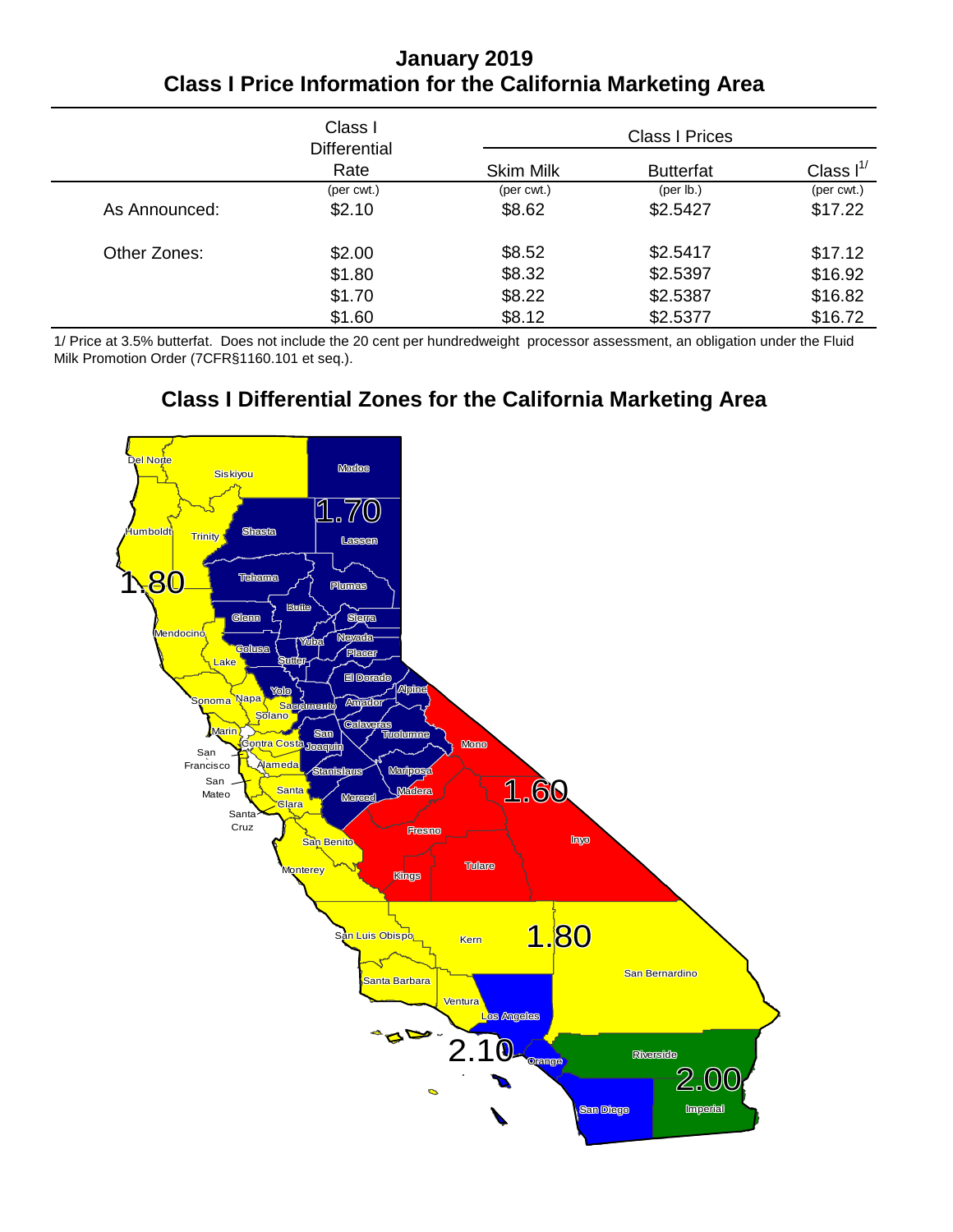# January 2019
# Class I Price Information for the California Marketing Area

| | Class I Differential Rate | Class I Prices | | |
|---|---|---|---|---|
| | | Skim Milk | Butterfat | Class I[1/] |
| | (per cwt.) | (per cwt.) | (per lb.) | (per cwt.) |
| As Announced: | $2.10 | $8.62 | $2.5427 | $17.22 |
| Other Zones: | $2.00 | $8.52 | $2.5417 | $17.12 |
| | $1.80 | $8.32 | $2.5397 | $16.92 |
| | $1.70 | $8.22 | $2.5387 | $16.82 |
| | $1.60 | $8.12 | $2.5377 | $16.72 |

1/ Price at 3.5% butterfat. Does not include the 20 cent per hundredweight processor assessment, an obligation under the Fluid Milk Promotion Order (7CFR§1160.101 et seq.).

## Class I Differential Zones for the California Marketing Area

Del Norte
Siskiyou
Modoc
1.70
Humboldt
Trinity
Shasta
Lassen
1.80
Tehama
Plumas
Butte
Glenn
Sierra
Mendocino
Nevada
Colusa
Yuba
Placer
Lake
Sutter
El Dorado
Alpine
Yolo
Sonoma
Napa
Sacramento
Amador
Solano
Calaveras
Marin
San Joaquin
Tuolumne
Mono
Contra Costa
San Francisco
Alameda
Stanislaus
Mariposa
San Mateo
Santa Clara
Madera
1.60
Merced
Santa Cruz
Fresno
San Benito
Inyo
Monterey
Tulare
Kings
San Luis Obispo
Kern
1.80
San Bernardino
Santa Barbara
Ventura
Los Angeles
2.10
Orange
Riverside
2.00
San Diego
Imperial